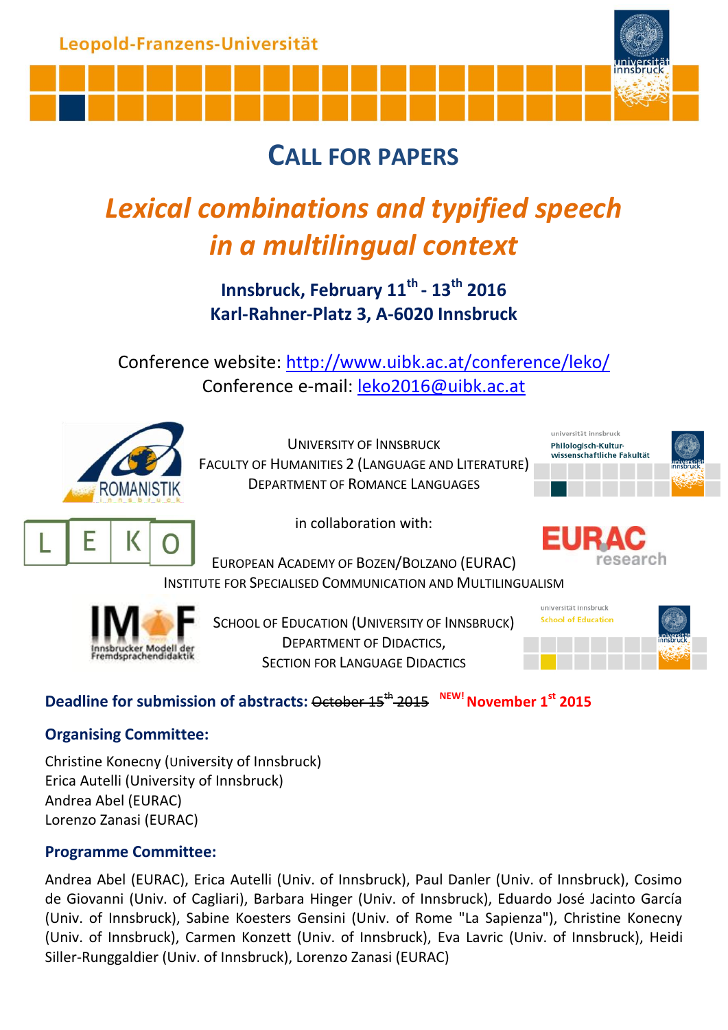Leopold-Franzens-Universität

# CALL FOR PAPERS

## *Lexical combinations and typified speech in a multilingual context*

**Innsbruck, February 11th - 13th 2016**
**Karl-Rahner-Platz 3, A-6020 Innsbruck**

Conference website: http://www.uibk.ac.at/conference/leko/
Conference e-mail: leko2016@uibk.ac.at

UNIVERSITY OF INNSBRUCK
FACULTY OF HUMANITIES 2 (LANGUAGE AND LITERATURE)
DEPARTMENT OF ROMANCE LANGUAGES

in collaboration with:

EUROPEAN ACADEMY OF BOZEN/BOLZANO (EURAC)
INSTITUTE FOR SPECIALISED COMMUNICATION AND MULTILINGUALISM

SCHOOL OF EDUCATION (UNIVERSITY OF INNSBRUCK)
DEPARTMENT OF DIDACTICS,
SECTION FOR LANGUAGE DIDACTICS

**Deadline for submission of abstracts:** ~~October 15th 2015~~ **NEW! November 1st 2015**

### Organising Committee:

Christine Konecny (University of Innsbruck)
Erica Autelli (University of Innsbruck)
Andrea Abel (EURAC)
Lorenzo Zanasi (EURAC)

### Programme Committee:

Andrea Abel (EURAC), Erica Autelli (Univ. of Innsbruck), Paul Danler (Univ. of Innsbruck), Cosimo de Giovanni (Univ. of Cagliari), Barbara Hinger (Univ. of Innsbruck), Eduardo José Jacinto García (Univ. of Innsbruck), Sabine Koesters Gensini (Univ. of Rome "La Sapienza"), Christine Konecny (Univ. of Innsbruck), Carmen Konzett (Univ. of Innsbruck), Eva Lavric (Univ. of Innsbruck), Heidi Siller-Runggaldier (Univ. of Innsbruck), Lorenzo Zanasi (EURAC)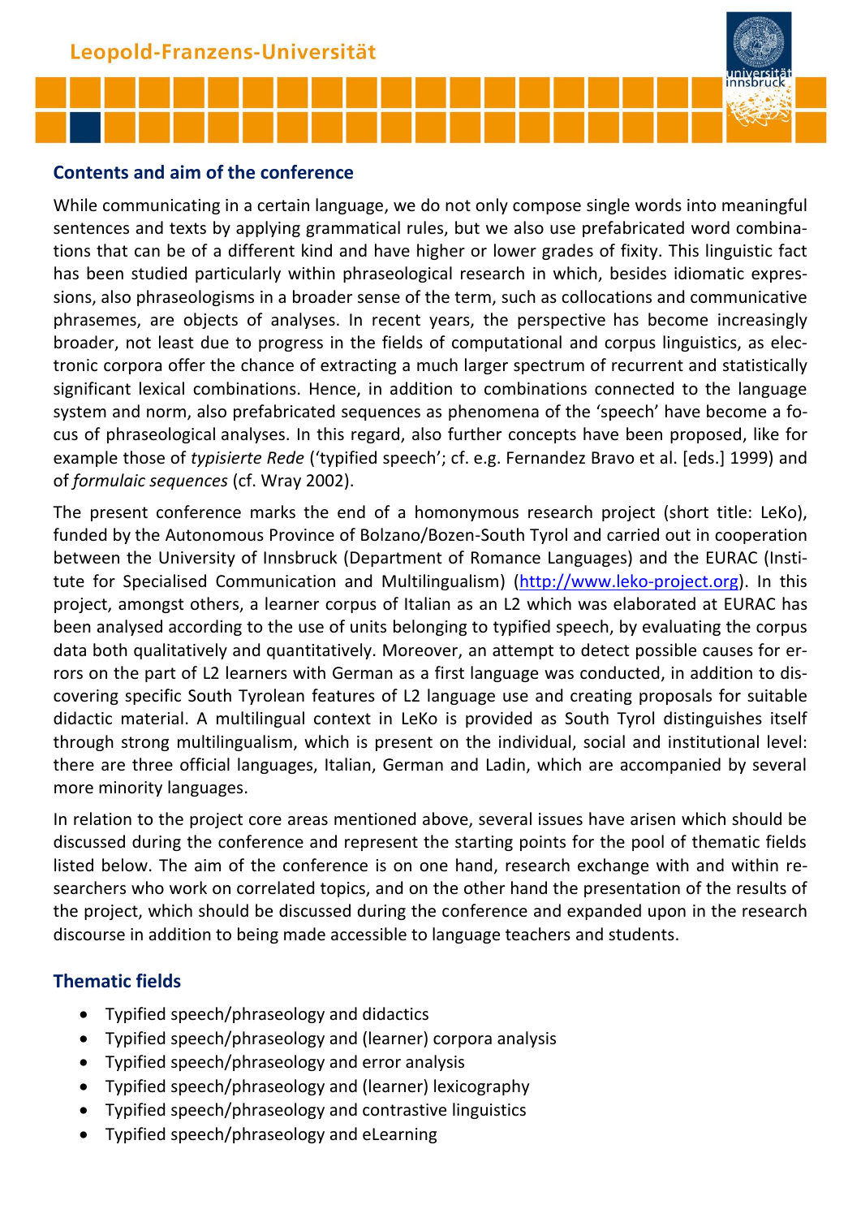## Contents and aim of the conference

While communicating in a certain language, we do not only compose single words into meaningful sentences and texts by applying grammatical rules, but we also use prefabricated word combinations that can be of a different kind and have higher or lower grades of fixity. This linguistic fact has been studied particularly within phraseological research in which, besides idiomatic expressions, also phraseologisms in a broader sense of the term, such as collocations and communicative phrasemes, are objects of analyses. In recent years, the perspective has become increasingly broader, not least due to progress in the fields of computational and corpus linguistics, as electronic corpora offer the chance of extracting a much larger spectrum of recurrent and statistically significant lexical combinations. Hence, in addition to combinations connected to the language system and norm, also prefabricated sequences as phenomena of the 'speech' have become a focus of phraseological analyses. In this regard, also further concepts have been proposed, like for example those of *typisierte Rede* ('typified speech'; cf. e.g. Fernandez Bravo et al. [eds.] 1999) and of *formulaic sequences* (cf. Wray 2002).

The present conference marks the end of a homonymous research project (short title: LeKo), funded by the Autonomous Province of Bolzano/Bozen-South Tyrol and carried out in cooperation between the University of Innsbruck (Department of Romance Languages) and the EURAC (Institute for Specialised Communication and Multilingualism) (http://www.leko-project.org). In this project, amongst others, a learner corpus of Italian as an L2 which was elaborated at EURAC has been analysed according to the use of units belonging to typified speech, by evaluating the corpus data both qualitatively and quantitatively. Moreover, an attempt to detect possible causes for errors on the part of L2 learners with German as a first language was conducted, in addition to discovering specific South Tyrolean features of L2 language use and creating proposals for suitable didactic material. A multilingual context in LeKo is provided as South Tyrol distinguishes itself through strong multilingualism, which is present on the individual, social and institutional level: there are three official languages, Italian, German and Ladin, which are accompanied by several more minority languages.

In relation to the project core areas mentioned above, several issues have arisen which should be discussed during the conference and represent the starting points for the pool of thematic fields listed below. The aim of the conference is on one hand, research exchange with and within researchers who work on correlated topics, and on the other hand the presentation of the results of the project, which should be discussed during the conference and expanded upon in the research discourse in addition to being made accessible to language teachers and students.

## Thematic fields

- Typified speech/phraseology and didactics
- Typified speech/phraseology and (learner) corpora analysis
- Typified speech/phraseology and error analysis
- Typified speech/phraseology and (learner) lexicography
- Typified speech/phraseology and contrastive linguistics
- Typified speech/phraseology and eLearning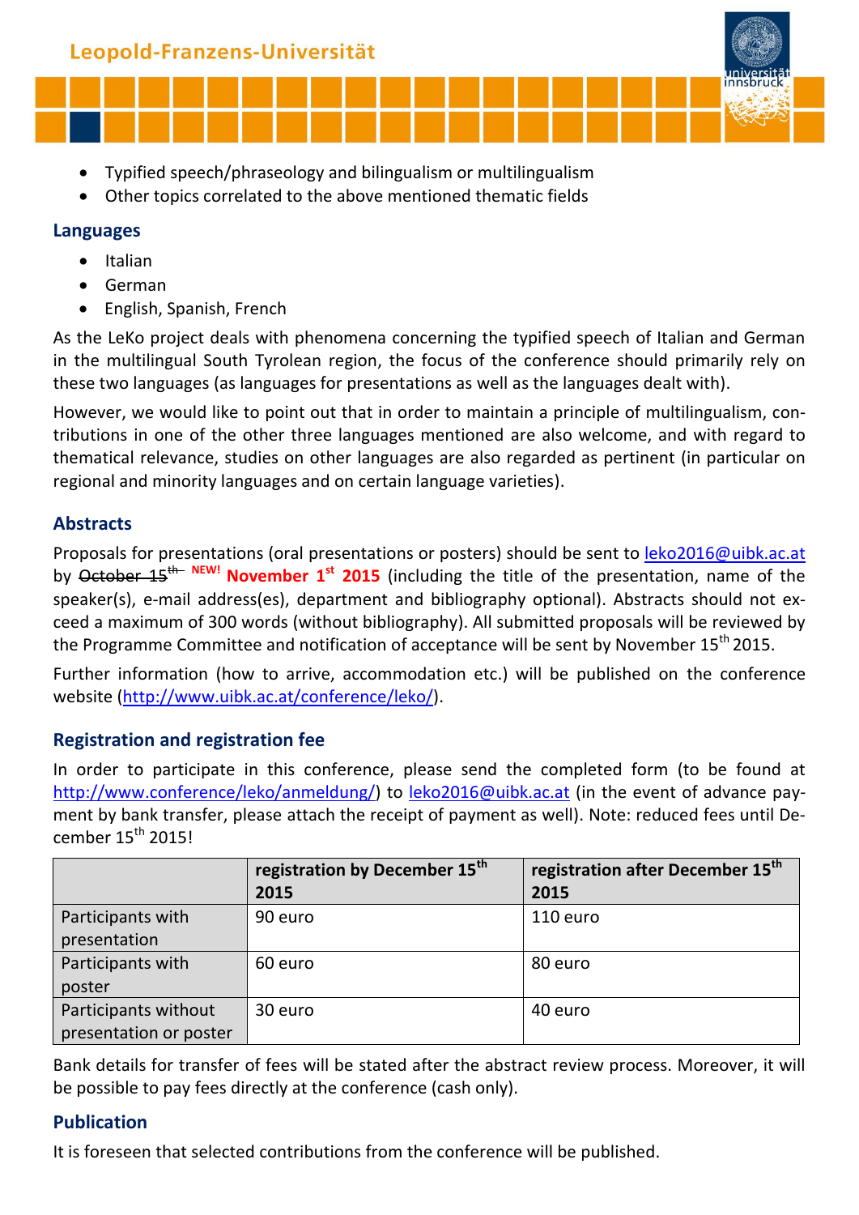- Typified speech/phraseology and bilingualism or multilingualism
- Other topics correlated to the above mentioned thematic fields

## Languages

- Italian
- German
- English, Spanish, French

As the LeKo project deals with phenomena concerning the typified speech of Italian and German in the multilingual South Tyrolean region, the focus of the conference should primarily rely on these two languages (as languages for presentations as well as the languages dealt with).

However, we would like to point out that in order to maintain a principle of multilingualism, contributions in one of the other three languages mentioned are also welcome, and with regard to thematical relevance, studies on other languages are also regarded as pertinent (in particular on regional and minority languages and on certain language varieties).

## Abstracts

Proposals for presentations (oral presentations or posters) should be sent to leko2016@uibk.ac.at by ~~October 15th~~ NEW! **November 1st 2015** (including the title of the presentation, name of the speaker(s), e-mail address(es), department and bibliography optional). Abstracts should not exceed a maximum of 300 words (without bibliography). All submitted proposals will be reviewed by the Programme Committee and notification of acceptance will be sent by November 15th 2015.

Further information (how to arrive, accommodation etc.) will be published on the conference website (http://www.uibk.ac.at/conference/leko/).

## Registration and registration fee

In order to participate in this conference, please send the completed form (to be found at http://www.conference/leko/anmeldung/) to leko2016@uibk.ac.at (in the event of advance payment by bank transfer, please attach the receipt of payment as well). Note: reduced fees until December 15th 2015!

| | **registration by December 15th 2015** | **registration after December 15th 2015** |
|---|---|---|
| Participants with presentation | 90 euro | 110 euro |
| Participants with poster | 60 euro | 80 euro |
| Participants without presentation or poster | 30 euro | 40 euro |

Bank details for transfer of fees will be stated after the abstract review process. Moreover, it will be possible to pay fees directly at the conference (cash only).

## Publication

It is foreseen that selected contributions from the conference will be published.